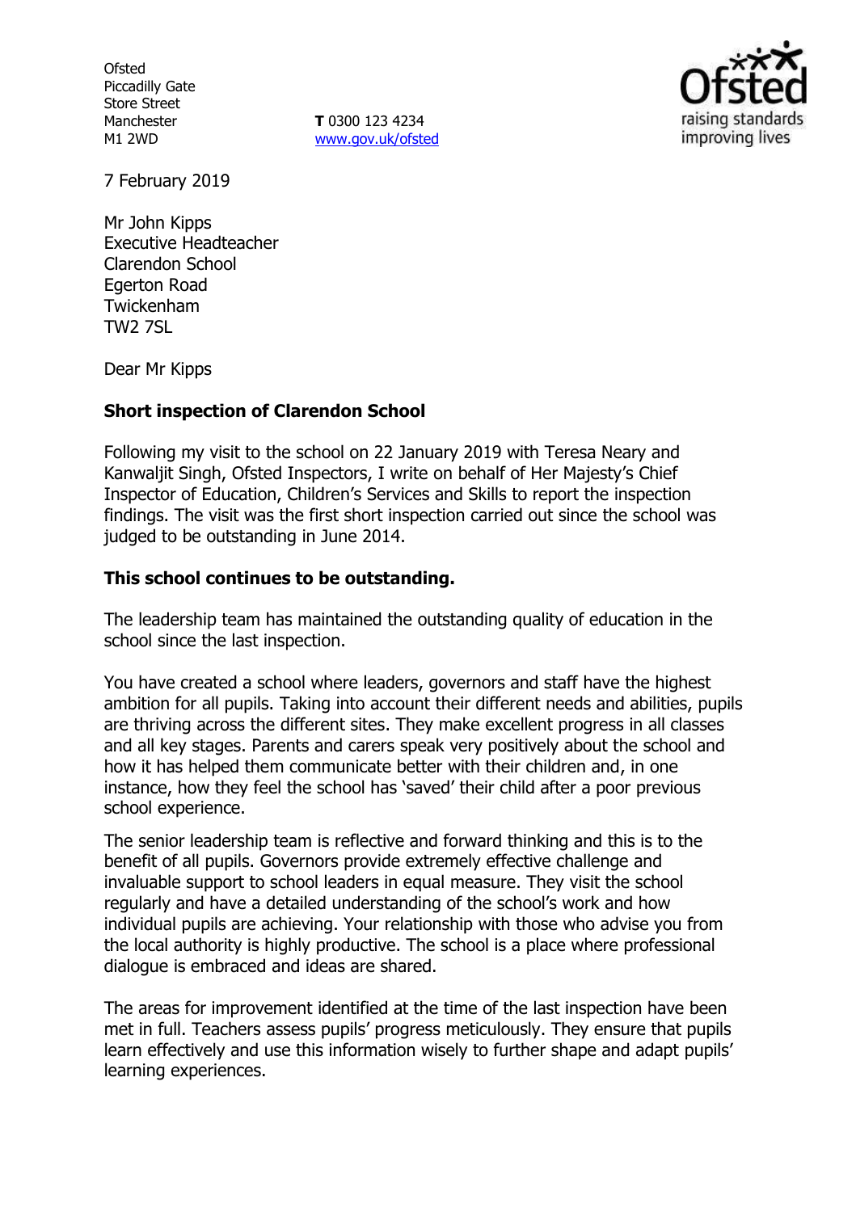Ofsted
Piccadilly Gate
Store Street
Manchester
M1 2WD

**T** 0300 123 4234
www.gov.uk/ofsted

7 February 2019

Mr John Kipps
Executive Headteacher
Clarendon School
Egerton Road
Twickenham
TW2 7SL

Dear Mr Kipps

**Short inspection of Clarendon School**

Following my visit to the school on 22 January 2019 with Teresa Neary and Kanwaljit Singh, Ofsted Inspectors, I write on behalf of Her Majesty's Chief Inspector of Education, Children's Services and Skills to report the inspection findings. The visit was the first short inspection carried out since the school was judged to be outstanding in June 2014.

**This school continues to be outstanding.**

The leadership team has maintained the outstanding quality of education in the school since the last inspection.

You have created a school where leaders, governors and staff have the highest ambition for all pupils. Taking into account their different needs and abilities, pupils are thriving across the different sites. They make excellent progress in all classes and all key stages. Parents and carers speak very positively about the school and how it has helped them communicate better with their children and, in one instance, how they feel the school has 'saved' their child after a poor previous school experience.

The senior leadership team is reflective and forward thinking and this is to the benefit of all pupils. Governors provide extremely effective challenge and invaluable support to school leaders in equal measure. They visit the school regularly and have a detailed understanding of the school's work and how individual pupils are achieving. Your relationship with those who advise you from the local authority is highly productive. The school is a place where professional dialogue is embraced and ideas are shared.

The areas for improvement identified at the time of the last inspection have been met in full. Teachers assess pupils' progress meticulously. They ensure that pupils learn effectively and use this information wisely to further shape and adapt pupils' learning experiences.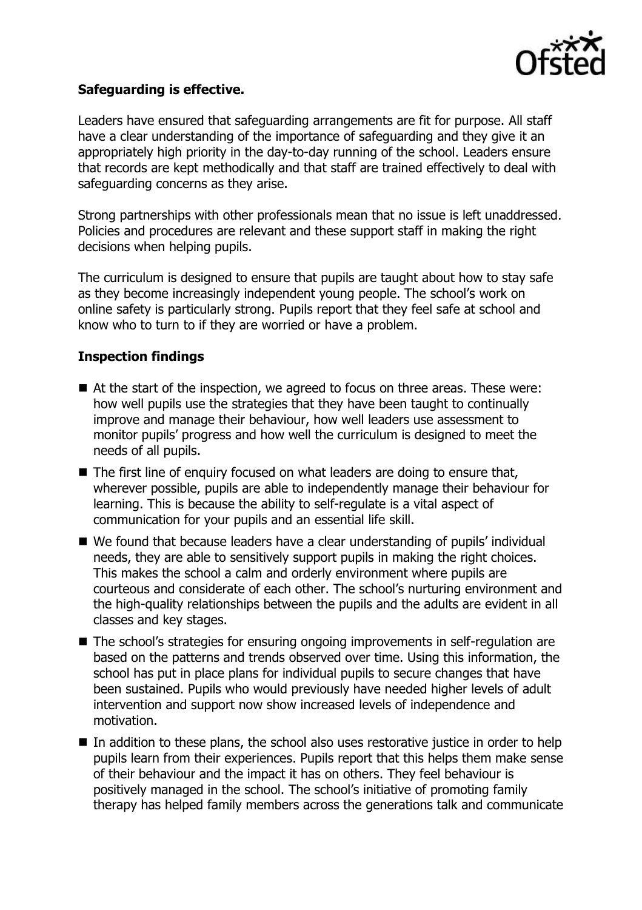**Safeguarding is effective.**

Leaders have ensured that safeguarding arrangements are fit for purpose. All staff have a clear understanding of the importance of safeguarding and they give it an appropriately high priority in the day-to-day running of the school. Leaders ensure that records are kept methodically and that staff are trained effectively to deal with safeguarding concerns as they arise.

Strong partnerships with other professionals mean that no issue is left unaddressed. Policies and procedures are relevant and these support staff in making the right decisions when helping pupils.

The curriculum is designed to ensure that pupils are taught about how to stay safe as they become increasingly independent young people. The school's work on online safety is particularly strong. Pupils report that they feel safe at school and know who to turn to if they are worried or have a problem.

**Inspection findings**

- At the start of the inspection, we agreed to focus on three areas. These were: how well pupils use the strategies that they have been taught to continually improve and manage their behaviour, how well leaders use assessment to monitor pupils' progress and how well the curriculum is designed to meet the needs of all pupils.
- The first line of enquiry focused on what leaders are doing to ensure that, wherever possible, pupils are able to independently manage their behaviour for learning. This is because the ability to self-regulate is a vital aspect of communication for your pupils and an essential life skill.
- We found that because leaders have a clear understanding of pupils' individual needs, they are able to sensitively support pupils in making the right choices. This makes the school a calm and orderly environment where pupils are courteous and considerate of each other. The school's nurturing environment and the high-quality relationships between the pupils and the adults are evident in all classes and key stages.
- The school's strategies for ensuring ongoing improvements in self-regulation are based on the patterns and trends observed over time. Using this information, the school has put in place plans for individual pupils to secure changes that have been sustained. Pupils who would previously have needed higher levels of adult intervention and support now show increased levels of independence and motivation.
- In addition to these plans, the school also uses restorative justice in order to help pupils learn from their experiences. Pupils report that this helps them make sense of their behaviour and the impact it has on others. They feel behaviour is positively managed in the school. The school's initiative of promoting family therapy has helped family members across the generations talk and communicate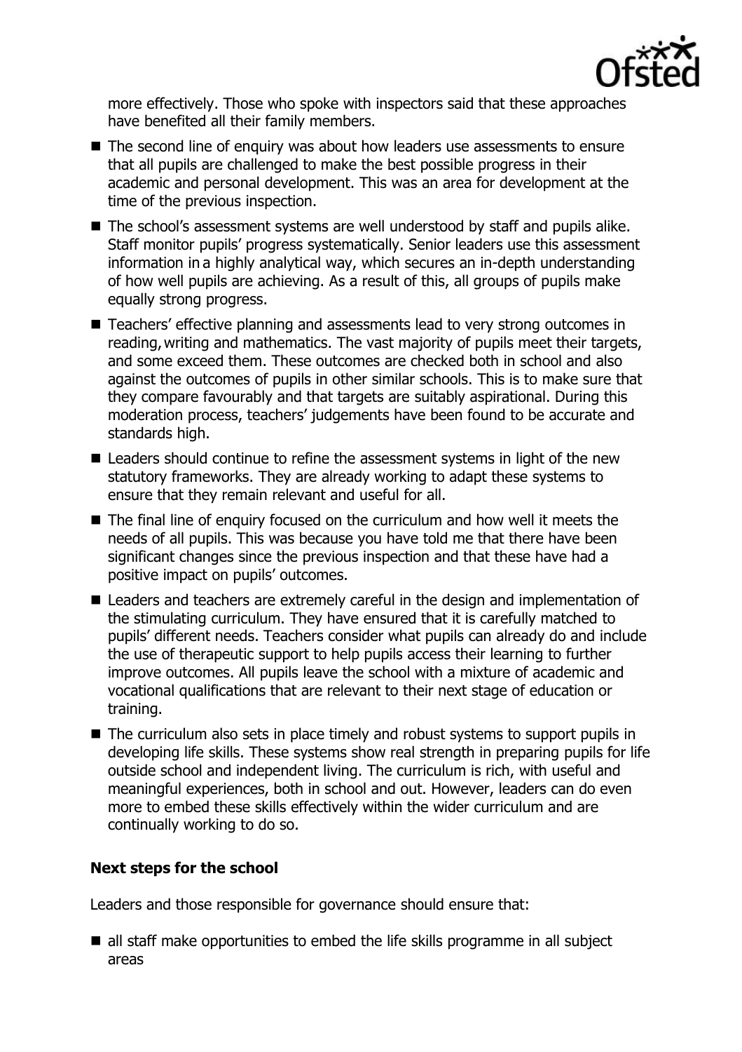more effectively. Those who spoke with inspectors said that these approaches have benefited all their family members.

- The second line of enquiry was about how leaders use assessments to ensure that all pupils are challenged to make the best possible progress in their academic and personal development. This was an area for development at the time of the previous inspection.
- The school's assessment systems are well understood by staff and pupils alike. Staff monitor pupils' progress systematically. Senior leaders use this assessment information in a highly analytical way, which secures an in-depth understanding of how well pupils are achieving. As a result of this, all groups of pupils make equally strong progress.
- Teachers' effective planning and assessments lead to very strong outcomes in reading, writing and mathematics. The vast majority of pupils meet their targets, and some exceed them. These outcomes are checked both in school and also against the outcomes of pupils in other similar schools. This is to make sure that they compare favourably and that targets are suitably aspirational. During this moderation process, teachers' judgements have been found to be accurate and standards high.
- Leaders should continue to refine the assessment systems in light of the new statutory frameworks. They are already working to adapt these systems to ensure that they remain relevant and useful for all.
- The final line of enquiry focused on the curriculum and how well it meets the needs of all pupils. This was because you have told me that there have been significant changes since the previous inspection and that these have had a positive impact on pupils' outcomes.
- Leaders and teachers are extremely careful in the design and implementation of the stimulating curriculum. They have ensured that it is carefully matched to pupils' different needs. Teachers consider what pupils can already do and include the use of therapeutic support to help pupils access their learning to further improve outcomes. All pupils leave the school with a mixture of academic and vocational qualifications that are relevant to their next stage of education or training.
- The curriculum also sets in place timely and robust systems to support pupils in developing life skills. These systems show real strength in preparing pupils for life outside school and independent living. The curriculum is rich, with useful and meaningful experiences, both in school and out. However, leaders can do even more to embed these skills effectively within the wider curriculum and are continually working to do so.

### Next steps for the school

Leaders and those responsible for governance should ensure that:

- all staff make opportunities to embed the life skills programme in all subject areas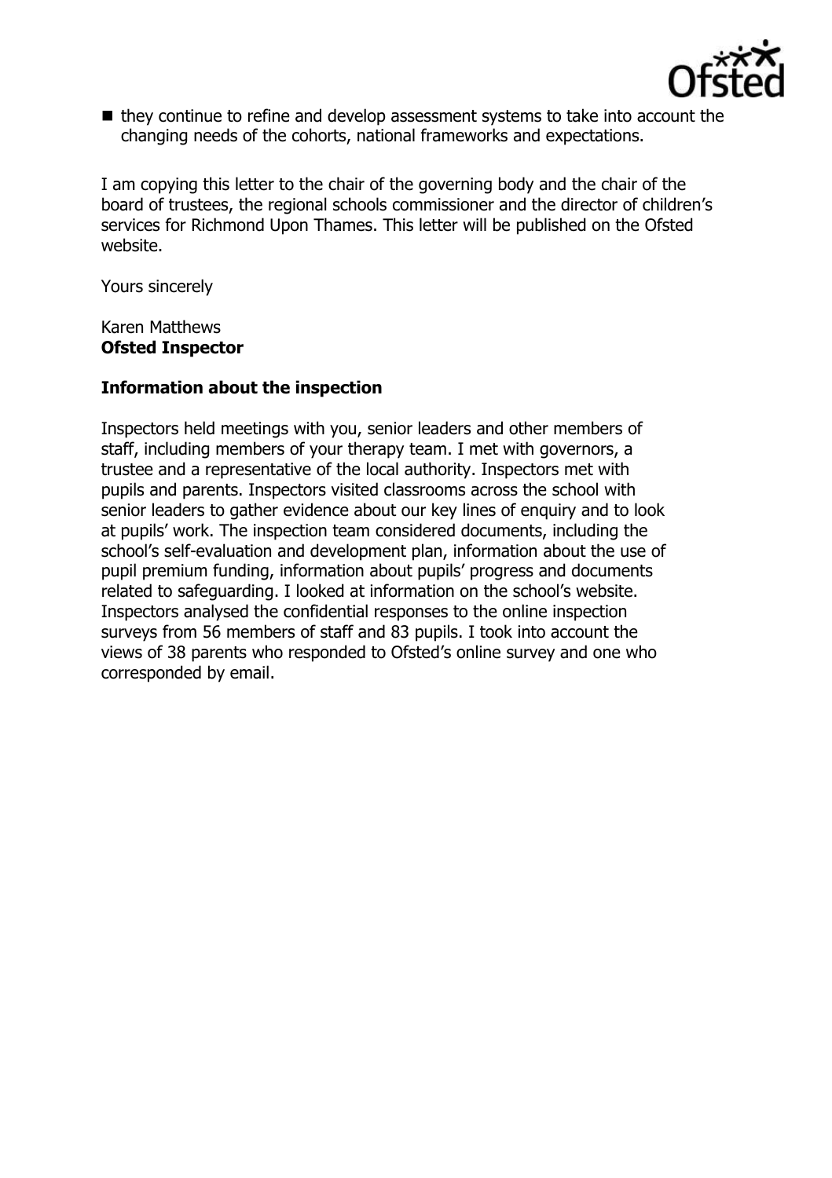- they continue to refine and develop assessment systems to take into account the changing needs of the cohorts, national frameworks and expectations.

I am copying this letter to the chair of the governing body and the chair of the board of trustees, the regional schools commissioner and the director of children's services for Richmond Upon Thames. This letter will be published on the Ofsted website.

Yours sincerely

Karen Matthews
**Ofsted Inspector**

## Information about the inspection

Inspectors held meetings with you, senior leaders and other members of staff, including members of your therapy team. I met with governors, a trustee and a representative of the local authority. Inspectors met with pupils and parents. Inspectors visited classrooms across the school with senior leaders to gather evidence about our key lines of enquiry and to look at pupils' work. The inspection team considered documents, including the school's self-evaluation and development plan, information about the use of pupil premium funding, information about pupils' progress and documents related to safeguarding. I looked at information on the school's website. Inspectors analysed the confidential responses to the online inspection surveys from 56 members of staff and 83 pupils. I took into account the views of 38 parents who responded to Ofsted's online survey and one who corresponded by email.